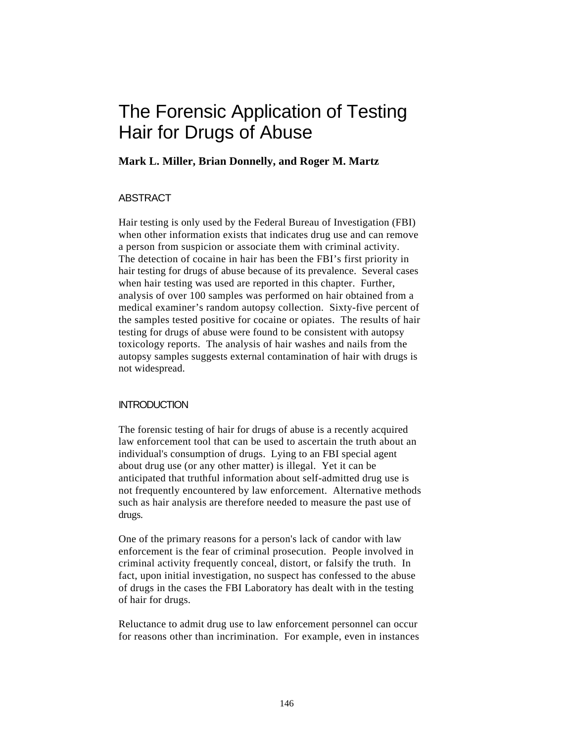# The Forensic Application of Testing Hair for Drugs of Abuse

**Mark L. Miller, Brian Donnelly, and Roger M. Martz**

## ABSTRACT

Hair testing is only used by the Federal Bureau of Investigation (FBI) when other information exists that indicates drug use and can remove a person from suspicion or associate them with criminal activity. The detection of cocaine in hair has been the FBI's first priority in hair testing for drugs of abuse because of its prevalence. Several cases when hair testing was used are reported in this chapter. Further, analysis of over 100 samples was performed on hair obtained from a medical examiner's random autopsy collection. Sixty-five percent of the samples tested positive for cocaine or opiates. The results of hair testing for drugs of abuse were found to be consistent with autopsy toxicology reports. The analysis of hair washes and nails from the autopsy samples suggests external contamination of hair with drugs is not widespread.

## INTRODUCTION

The forensic testing of hair for drugs of abuse is a recently acquired law enforcement tool that can be used to ascertain the truth about an individual's consumption of drugs. Lying to an FBI special agent about drug use (or any other matter) is illegal. Yet it can be anticipated that truthful information about self-admitted drug use is not frequently encountered by law enforcement. Alternative methods such as hair analysis are therefore needed to measure the past use of drugs.

One of the primary reasons for a person's lack of candor with law enforcement is the fear of criminal prosecution. People involved in criminal activity frequently conceal, distort, or falsify the truth. In fact, upon initial investigation, no suspect has confessed to the abuse of drugs in the cases the FBI Laboratory has dealt with in the testing of hair for drugs.

Reluctance to admit drug use to law enforcement personnel can occur for reasons other than incrimination. For example, even in instances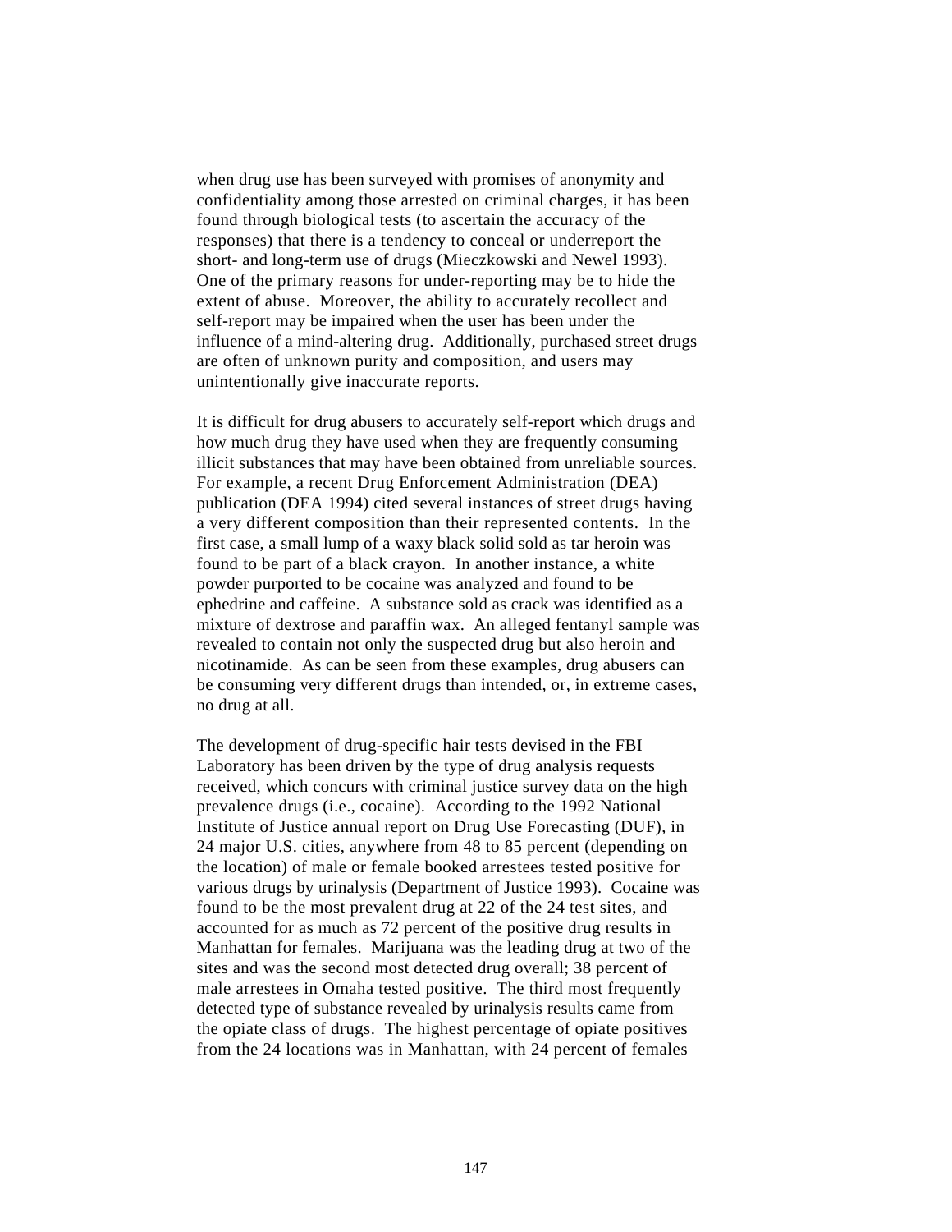when drug use has been surveyed with promises of anonymity and confidentiality among those arrested on criminal charges, it has been found through biological tests (to ascertain the accuracy of the responses) that there is a tendency to conceal or underreport the short- and long-term use of drugs (Mieczkowski and Newel 1993). One of the primary reasons for under-reporting may be to hide the extent of abuse. Moreover, the ability to accurately recollect and self-report may be impaired when the user has been under the influence of a mind-altering drug. Additionally, purchased street drugs are often of unknown purity and composition, and users may unintentionally give inaccurate reports.

It is difficult for drug abusers to accurately self-report which drugs and how much drug they have used when they are frequently consuming illicit substances that may have been obtained from unreliable sources. For example, a recent Drug Enforcement Administration (DEA) publication (DEA 1994) cited several instances of street drugs having a very different composition than their represented contents. In the first case, a small lump of a waxy black solid sold as tar heroin was found to be part of a black crayon. In another instance, a white powder purported to be cocaine was analyzed and found to be ephedrine and caffeine. A substance sold as crack was identified as a mixture of dextrose and paraffin wax. An alleged fentanyl sample was revealed to contain not only the suspected drug but also heroin and nicotinamide. As can be seen from these examples, drug abusers can be consuming very different drugs than intended, or, in extreme cases, no drug at all.

The development of drug-specific hair tests devised in the FBI Laboratory has been driven by the type of drug analysis requests received, which concurs with criminal justice survey data on the high prevalence drugs (i.e., cocaine). According to the 1992 National Institute of Justice annual report on Drug Use Forecasting (DUF), in 24 major U.S. cities, anywhere from 48 to 85 percent (depending on the location) of male or female booked arrestees tested positive for various drugs by urinalysis (Department of Justice 1993). Cocaine was found to be the most prevalent drug at 22 of the 24 test sites, and accounted for as much as 72 percent of the positive drug results in Manhattan for females. Marijuana was the leading drug at two of the sites and was the second most detected drug overall; 38 percent of male arrestees in Omaha tested positive. The third most frequently detected type of substance revealed by urinalysis results came from the opiate class of drugs. The highest percentage of opiate positives from the 24 locations was in Manhattan, with 24 percent of females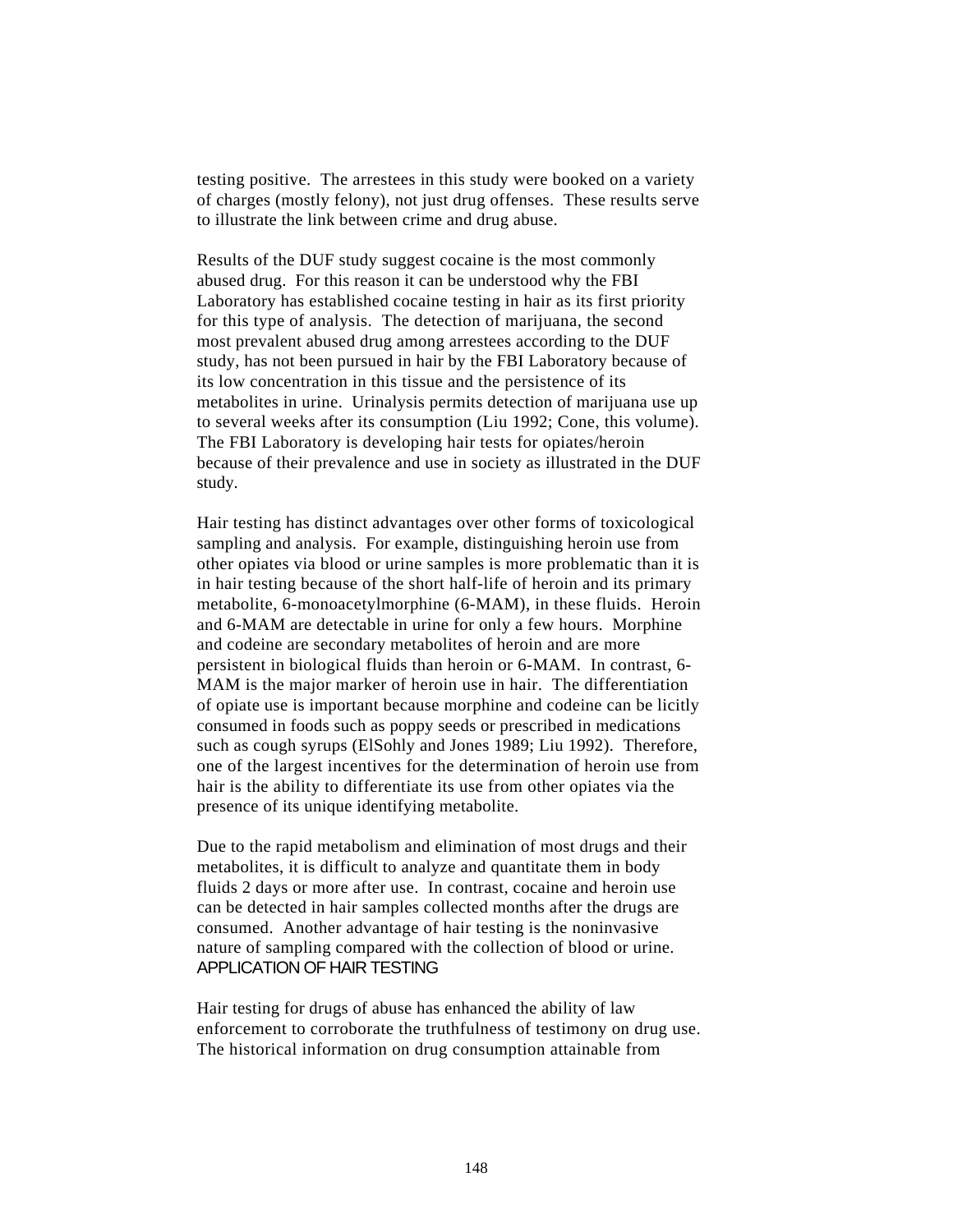testing positive. The arrestees in this study were booked on a variety of charges (mostly felony), not just drug offenses. These results serve to illustrate the link between crime and drug abuse.

Results of the DUF study suggest cocaine is the most commonly abused drug. For this reason it can be understood why the FBI Laboratory has established cocaine testing in hair as its first priority for this type of analysis. The detection of marijuana, the second most prevalent abused drug among arrestees according to the DUF study, has not been pursued in hair by the FBI Laboratory because of its low concentration in this tissue and the persistence of its metabolites in urine. Urinalysis permits detection of marijuana use up to several weeks after its consumption (Liu 1992; Cone, this volume). The FBI Laboratory is developing hair tests for opiates/heroin because of their prevalence and use in society as illustrated in the DUF study.

Hair testing has distinct advantages over other forms of toxicological sampling and analysis. For example, distinguishing heroin use from other opiates via blood or urine samples is more problematic than it is in hair testing because of the short half-life of heroin and its primary metabolite, 6-monoacetylmorphine (6-MAM), in these fluids. Heroin and 6-MAM are detectable in urine for only a few hours. Morphine and codeine are secondary metabolites of heroin and are more persistent in biological fluids than heroin or 6-MAM. In contrast, 6-MAM is the major marker of heroin use in hair. The differentiation of opiate use is important because morphine and codeine can be licitly consumed in foods such as poppy seeds or prescribed in medications such as cough syrups (ElSohly and Jones 1989; Liu 1992). Therefore, one of the largest incentives for the determination of heroin use from hair is the ability to differentiate its use from other opiates via the presence of its unique identifying metabolite.

Due to the rapid metabolism and elimination of most drugs and their metabolites, it is difficult to analyze and quantitate them in body fluids 2 days or more after use. In contrast, cocaine and heroin use can be detected in hair samples collected months after the drugs are consumed. Another advantage of hair testing is the noninvasive nature of sampling compared with the collection of blood or urine.

## APPLICATION OF HAIR TESTING

Hair testing for drugs of abuse has enhanced the ability of law enforcement to corroborate the truthfulness of testimony on drug use. The historical information on drug consumption attainable from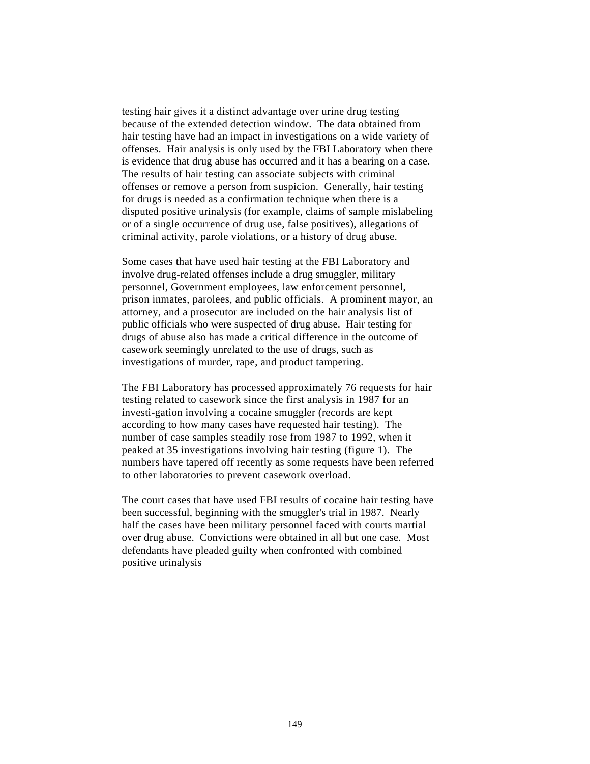testing hair gives it a distinct advantage over urine drug testing because of the extended detection window. The data obtained from hair testing have had an impact in investigations on a wide variety of offenses. Hair analysis is only used by the FBI Laboratory when there is evidence that drug abuse has occurred and it has a bearing on a case. The results of hair testing can associate subjects with criminal offenses or remove a person from suspicion. Generally, hair testing for drugs is needed as a confirmation technique when there is a disputed positive urinalysis (for example, claims of sample mislabeling or of a single occurrence of drug use, false positives), allegations of criminal activity, parole violations, or a history of drug abuse.

Some cases that have used hair testing at the FBI Laboratory and involve drug-related offenses include a drug smuggler, military personnel, Government employees, law enforcement personnel, prison inmates, parolees, and public officials. A prominent mayor, an attorney, and a prosecutor are included on the hair analysis list of public officials who were suspected of drug abuse. Hair testing for drugs of abuse also has made a critical difference in the outcome of casework seemingly unrelated to the use of drugs, such as investigations of murder, rape, and product tampering.

The FBI Laboratory has processed approximately 76 requests for hair testing related to casework since the first analysis in 1987 for an investi-gation involving a cocaine smuggler (records are kept according to how many cases have requested hair testing). The number of case samples steadily rose from 1987 to 1992, when it peaked at 35 investigations involving hair testing (figure 1). The numbers have tapered off recently as some requests have been referred to other laboratories to prevent casework overload.

The court cases that have used FBI results of cocaine hair testing have been successful, beginning with the smuggler's trial in 1987. Nearly half the cases have been military personnel faced with courts martial over drug abuse. Convictions were obtained in all but one case. Most defendants have pleaded guilty when confronted with combined positive urinalysis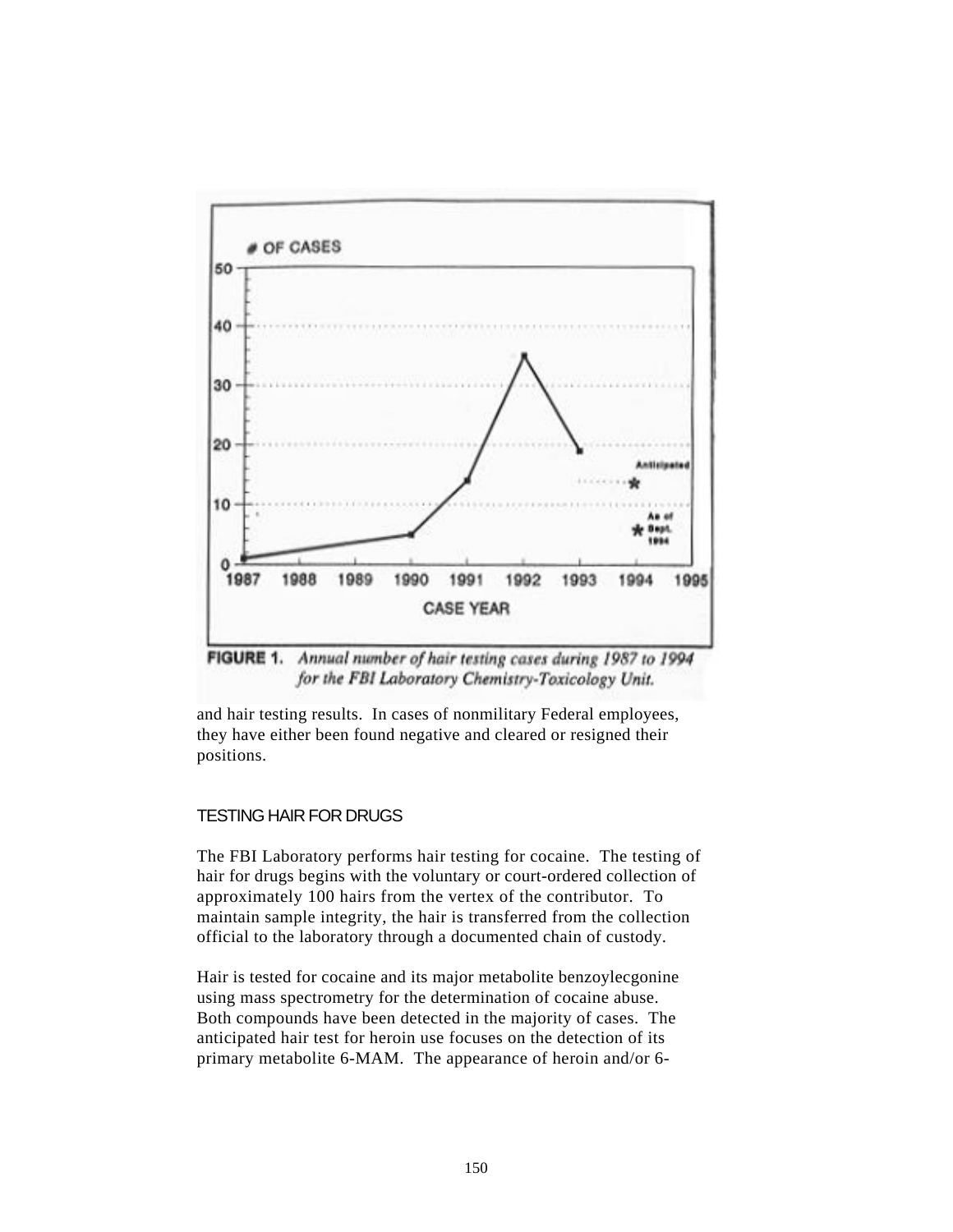**FIGURE 1.** *Annual number of hair testing cases during 1987 to 1994 for the FBI Laboratory Chemistry-Toxicology Unit.*

and hair testing results. In cases of nonmilitary Federal employees, they have either been found negative and cleared or resigned their positions.

## TESTING HAIR FOR DRUGS

The FBI Laboratory performs hair testing for cocaine. The testing of hair for drugs begins with the voluntary or court-ordered collection of approximately 100 hairs from the vertex of the contributor. To maintain sample integrity, the hair is transferred from the collection official to the laboratory through a documented chain of custody.

Hair is tested for cocaine and its major metabolite benzoylecgonine using mass spectrometry for the determination of cocaine abuse. Both compounds have been detected in the majority of cases. The anticipated hair test for heroin use focuses on the detection of its primary metabolite 6-MAM. The appearance of heroin and/or 6-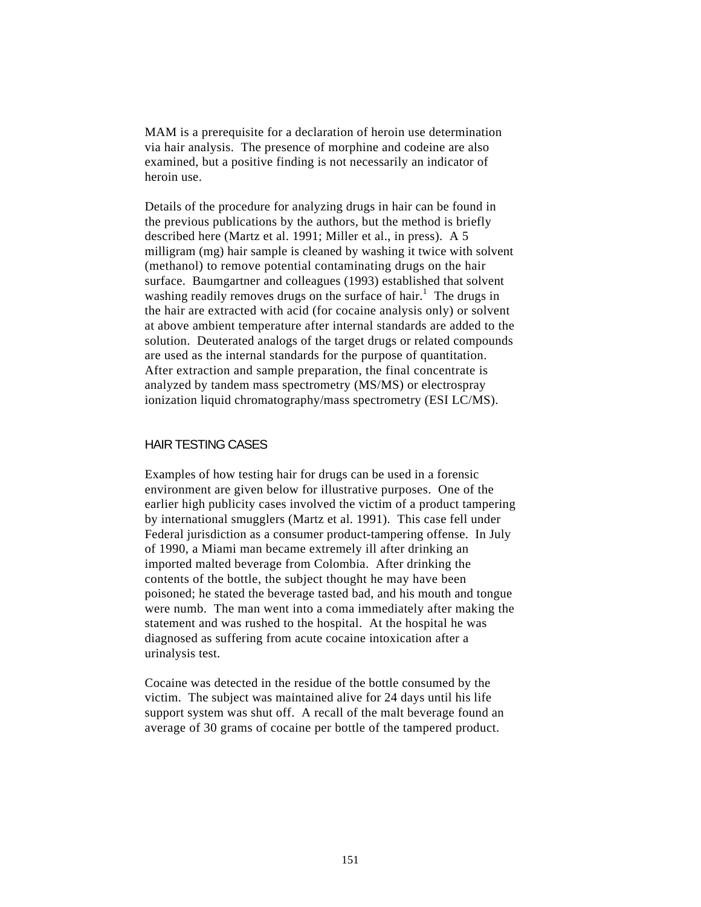MAM is a prerequisite for a declaration of heroin use determination via hair analysis. The presence of morphine and codeine are also examined, but a positive finding is not necessarily an indicator of heroin use.

Details of the procedure for analyzing drugs in hair can be found in the previous publications by the authors, but the method is briefly described here (Martz et al. 1991; Miller et al., in press). A 5 milligram (mg) hair sample is cleaned by washing it twice with solvent (methanol) to remove potential contaminating drugs on the hair surface. Baumgartner and colleagues (1993) established that solvent washing readily removes drugs on the surface of hair.[1] The drugs in the hair are extracted with acid (for cocaine analysis only) or solvent at above ambient temperature after internal standards are added to the solution. Deuterated analogs of the target drugs or related compounds are used as the internal standards for the purpose of quantitation. After extraction and sample preparation, the final concentrate is analyzed by tandem mass spectrometry (MS/MS) or electrospray ionization liquid chromatography/mass spectrometry (ESI LC/MS).

## HAIR TESTING CASES

Examples of how testing hair for drugs can be used in a forensic environment are given below for illustrative purposes. One of the earlier high publicity cases involved the victim of a product tampering by international smugglers (Martz et al. 1991). This case fell under Federal jurisdiction as a consumer product-tampering offense. In July of 1990, a Miami man became extremely ill after drinking an imported malted beverage from Colombia. After drinking the contents of the bottle, the subject thought he may have been poisoned; he stated the beverage tasted bad, and his mouth and tongue were numb. The man went into a coma immediately after making the statement and was rushed to the hospital. At the hospital he was diagnosed as suffering from acute cocaine intoxication after a urinalysis test.

Cocaine was detected in the residue of the bottle consumed by the victim. The subject was maintained alive for 24 days until his life support system was shut off. A recall of the malt beverage found an average of 30 grams of cocaine per bottle of the tampered product.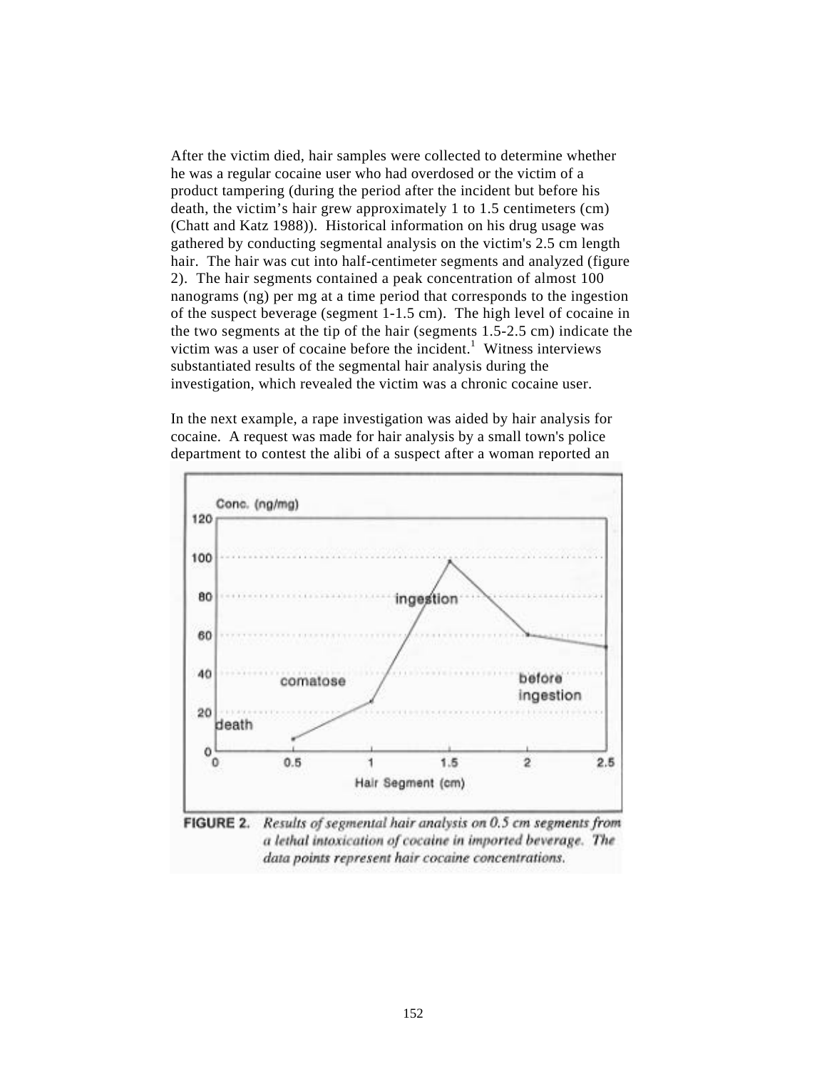After the victim died, hair samples were collected to determine whether he was a regular cocaine user who had overdosed or the victim of a product tampering (during the period after the incident but before his death, the victim's hair grew approximately 1 to 1.5 centimeters (cm) (Chatt and Katz 1988)). Historical information on his drug usage was gathered by conducting segmental analysis on the victim's 2.5 cm length hair. The hair was cut into half-centimeter segments and analyzed (figure 2). The hair segments contained a peak concentration of almost 100 nanograms (ng) per mg at a time period that corresponds to the ingestion of the suspect beverage (segment 1-1.5 cm). The high level of cocaine in the two segments at the tip of the hair (segments 1.5-2.5 cm) indicate the victim was a user of cocaine before the incident.[1] Witness interviews substantiated results of the segmental hair analysis during the investigation, which revealed the victim was a chronic cocaine user.

In the next example, a rape investigation was aided by hair analysis for cocaine. A request was made for hair analysis by a small town's police department to contest the alibi of a suspect after a woman reported an

**FIGURE 2.** *Results of segmental hair analysis on 0.5 cm segments from a lethal intoxication of cocaine in imported beverage. The data points represent hair cocaine concentrations.*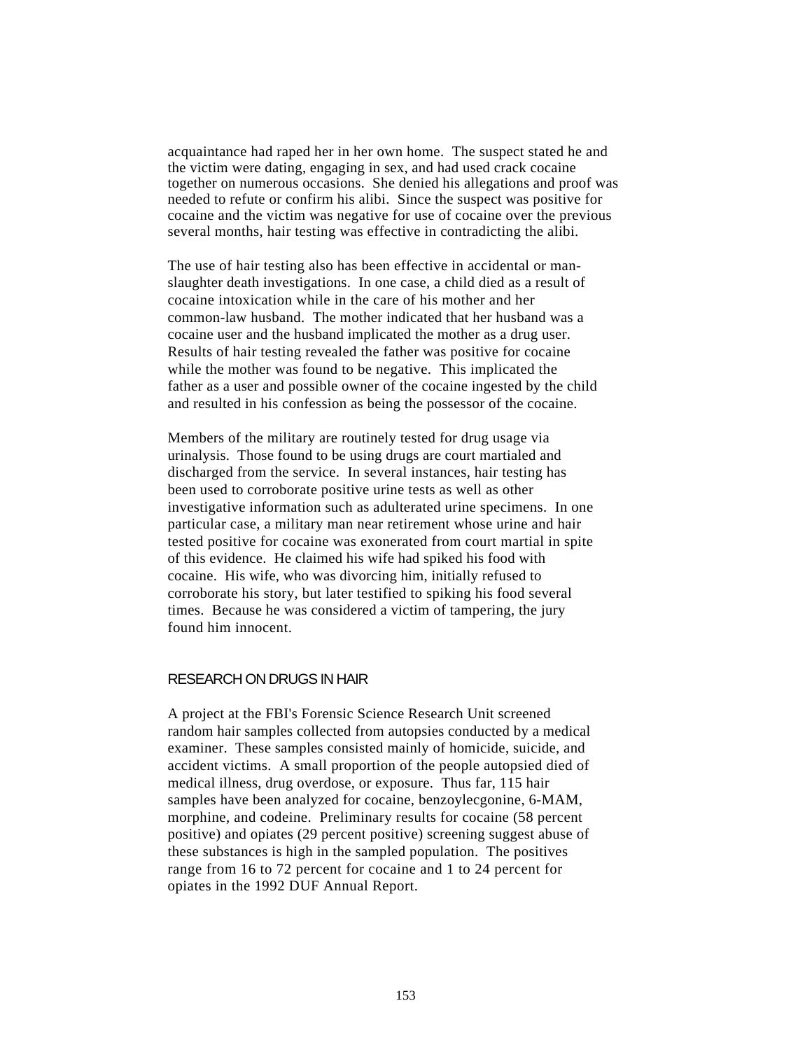acquaintance had raped her in her own home. The suspect stated he and the victim were dating, engaging in sex, and had used crack cocaine together on numerous occasions. She denied his allegations and proof was needed to refute or confirm his alibi. Since the suspect was positive for cocaine and the victim was negative for use of cocaine over the previous several months, hair testing was effective in contradicting the alibi.

The use of hair testing also has been effective in accidental or man-slaughter death investigations. In one case, a child died as a result of cocaine intoxication while in the care of his mother and her common-law husband. The mother indicated that her husband was a cocaine user and the husband implicated the mother as a drug user. Results of hair testing revealed the father was positive for cocaine while the mother was found to be negative. This implicated the father as a user and possible owner of the cocaine ingested by the child and resulted in his confession as being the possessor of the cocaine.

Members of the military are routinely tested for drug usage via urinalysis. Those found to be using drugs are court martialed and discharged from the service. In several instances, hair testing has been used to corroborate positive urine tests as well as other investigative information such as adulterated urine specimens. In one particular case, a military man near retirement whose urine and hair tested positive for cocaine was exonerated from court martial in spite of this evidence. He claimed his wife had spiked his food with cocaine. His wife, who was divorcing him, initially refused to corroborate his story, but later testified to spiking his food several times. Because he was considered a victim of tampering, the jury found him innocent.

## RESEARCH ON DRUGS IN HAIR

A project at the FBI's Forensic Science Research Unit screened random hair samples collected from autopsies conducted by a medical examiner. These samples consisted mainly of homicide, suicide, and accident victims. A small proportion of the people autopsied died of medical illness, drug overdose, or exposure. Thus far, 115 hair samples have been analyzed for cocaine, benzoylecgonine, 6-MAM, morphine, and codeine. Preliminary results for cocaine (58 percent positive) and opiates (29 percent positive) screening suggest abuse of these substances is high in the sampled population. The positives range from 16 to 72 percent for cocaine and 1 to 24 percent for opiates in the 1992 DUF Annual Report.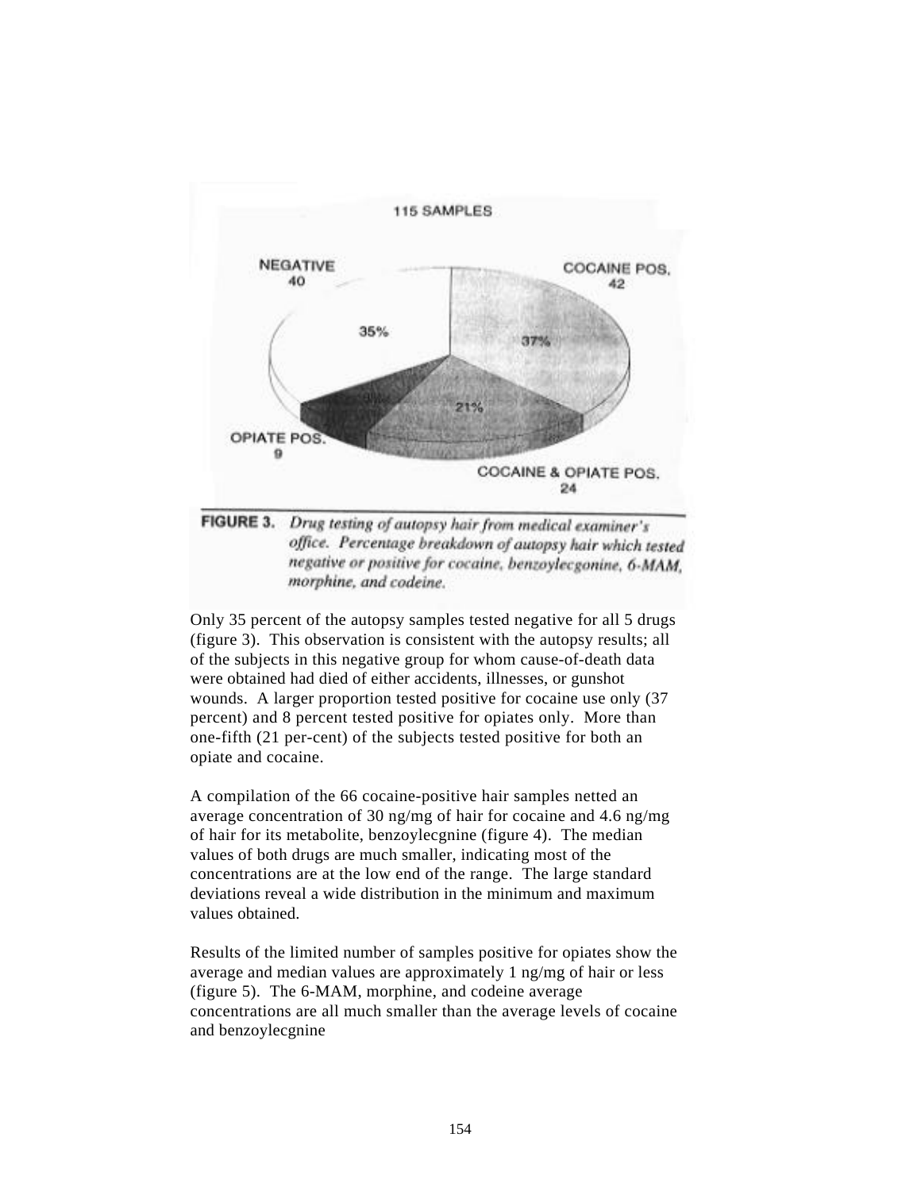115 SAMPLES

NEGATIVE 40 — 35%

COCAINE POS. 42 — 37%

COCAINE & OPIATE POS. 24 — 21%

OPIATE POS. 9 — 8%

**FIGURE 3.** *Drug testing of autopsy hair from medical examiner's office. Percentage breakdown of autopsy hair which tested negative or positive for cocaine, benzoylecgonine, 6-MAM, morphine, and codeine.*

Only 35 percent of the autopsy samples tested negative for all 5 drugs (figure 3). This observation is consistent with the autopsy results; all of the subjects in this negative group for whom cause-of-death data were obtained had died of either accidents, illnesses, or gunshot wounds. A larger proportion tested positive for cocaine use only (37 percent) and 8 percent tested positive for opiates only. More than one-fifth (21 per-cent) of the subjects tested positive for both an opiate and cocaine.

A compilation of the 66 cocaine-positive hair samples netted an average concentration of 30 ng/mg of hair for cocaine and 4.6 ng/mg of hair for its metabolite, benzoylecgnine (figure 4). The median values of both drugs are much smaller, indicating most of the concentrations are at the low end of the range. The large standard deviations reveal a wide distribution in the minimum and maximum values obtained.

Results of the limited number of samples positive for opiates show the average and median values are approximately 1 ng/mg of hair or less (figure 5). The 6-MAM, morphine, and codeine average concentrations are all much smaller than the average levels of cocaine and benzoylecgnine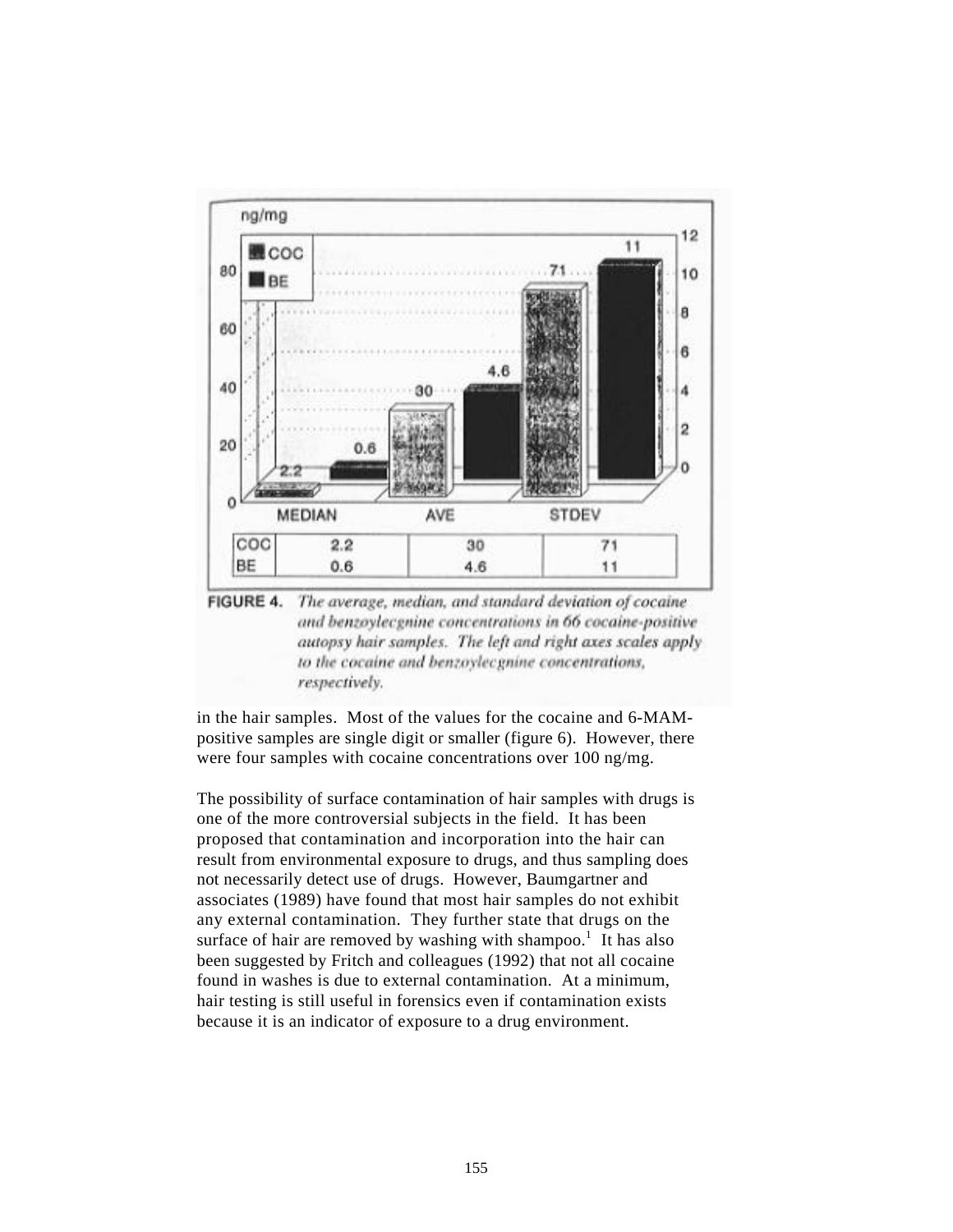| | MEDIAN | AVE | STDEV |
|---|---|---|---|
| COC | 2.2 | 30 | 71 |
| BE | 0.6 | 4.6 | 11 |

**FIGURE 4.** *The average, median, and standard deviation of cocaine and benzoylecgnine concentrations in 66 cocaine-positive autopsy hair samples. The left and right axes scales apply to the cocaine and benzoylecgnine concentrations, respectively.*

in the hair samples. Most of the values for the cocaine and 6-MAM-positive samples are single digit or smaller (figure 6). However, there were four samples with cocaine concentrations over 100 ng/mg.

The possibility of surface contamination of hair samples with drugs is one of the more controversial subjects in the field. It has been proposed that contamination and incorporation into the hair can result from environmental exposure to drugs, and thus sampling does not necessarily detect use of drugs. However, Baumgartner and associates (1989) have found that most hair samples do not exhibit any external contamination. They further state that drugs on the surface of hair are removed by washing with shampoo.[1] It has also been suggested by Fritch and colleagues (1992) that not all cocaine found in washes is due to external contamination. At a minimum, hair testing is still useful in forensics even if contamination exists because it is an indicator of exposure to a drug environment.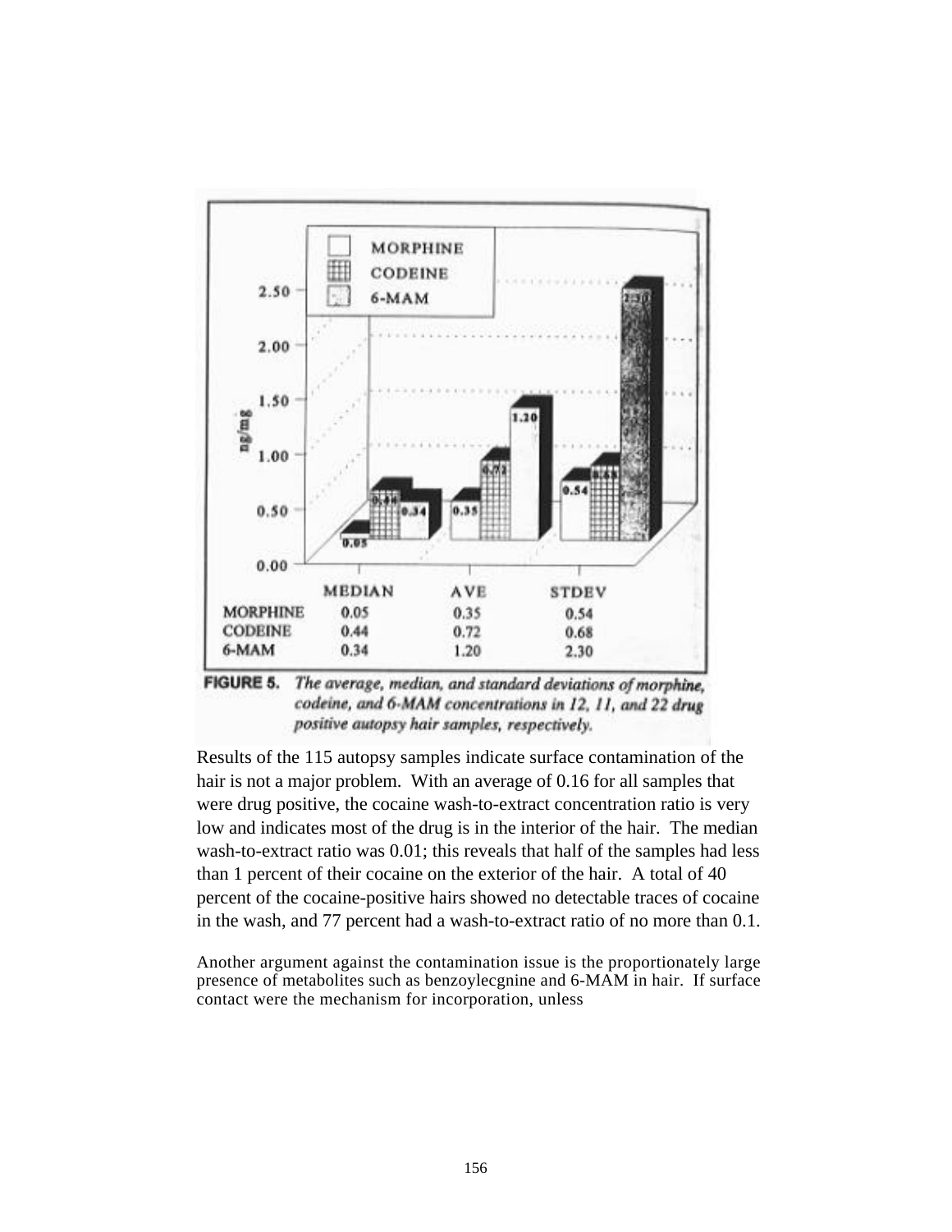| | MEDIAN | AVE | STDEV |
|---|---|---|---|
| MORPHINE | 0.05 | 0.35 | 0.54 |
| CODEINE | 0.44 | 0.72 | 0.68 |
| 6-MAM | 0.34 | 1.20 | 2.30 |

**FIGURE 5.** *The average, median, and standard deviations of morphine, codeine, and 6-MAM concentrations in 12, 11, and 22 drug positive autopsy hair samples, respectively.*

Results of the 115 autopsy samples indicate surface contamination of the hair is not a major problem. With an average of 0.16 for all samples that were drug positive, the cocaine wash-to-extract concentration ratio is very low and indicates most of the drug is in the interior of the hair. The median wash-to-extract ratio was 0.01; this reveals that half of the samples had less than 1 percent of their cocaine on the exterior of the hair. A total of 40 percent of the cocaine-positive hairs showed no detectable traces of cocaine in the wash, and 77 percent had a wash-to-extract ratio of no more than 0.1.

Another argument against the contamination issue is the proportionately large presence of metabolites such as benzoylecgnine and 6-MAM in hair. If surface contact were the mechanism for incorporation, unless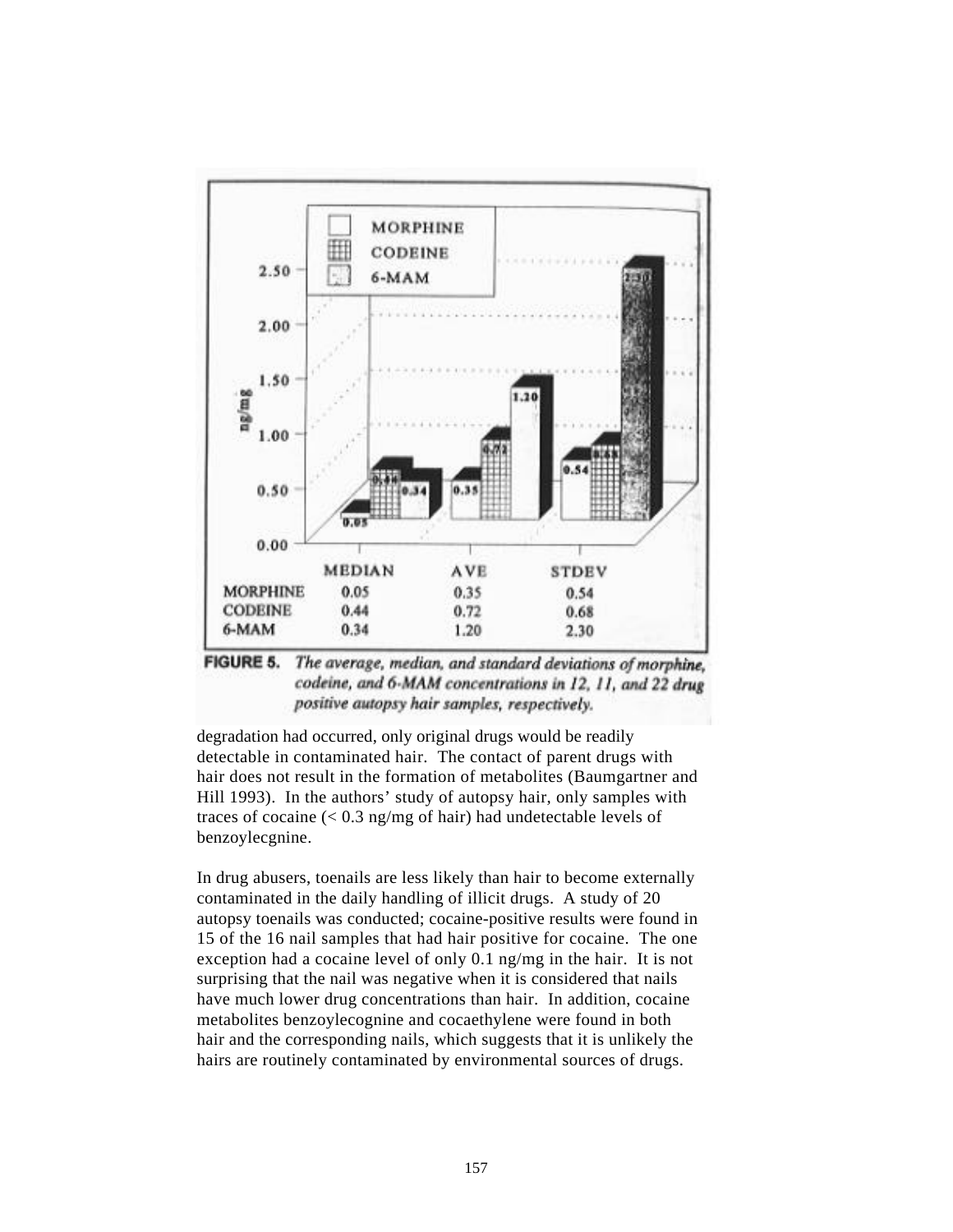| | MEDIAN | AVE | STDEV |
|---|---|---|---|
| MORPHINE | 0.05 | 0.35 | 0.54 |
| CODEINE | 0.44 | 0.72 | 0.68 |
| 6-MAM | 0.34 | 1.20 | 2.30 |

**FIGURE 5.** *The average, median, and standard deviations of morphine, codeine, and 6-MAM concentrations in 12, 11, and 22 drug positive autopsy hair samples, respectively.*

degradation had occurred, only original drugs would be readily detectable in contaminated hair. The contact of parent drugs with hair does not result in the formation of metabolites (Baumgartner and Hill 1993). In the authors' study of autopsy hair, only samples with traces of cocaine (< 0.3 ng/mg of hair) had undetectable levels of benzoylecgnine.

In drug abusers, toenails are less likely than hair to become externally contaminated in the daily handling of illicit drugs. A study of 20 autopsy toenails was conducted; cocaine-positive results were found in 15 of the 16 nail samples that had hair positive for cocaine. The one exception had a cocaine level of only 0.1 ng/mg in the hair. It is not surprising that the nail was negative when it is considered that nails have much lower drug concentrations than hair. In addition, cocaine metabolites benzoylecognine and cocaethylene were found in both hair and the corresponding nails, which suggests that it is unlikely the hairs are routinely contaminated by environmental sources of drugs.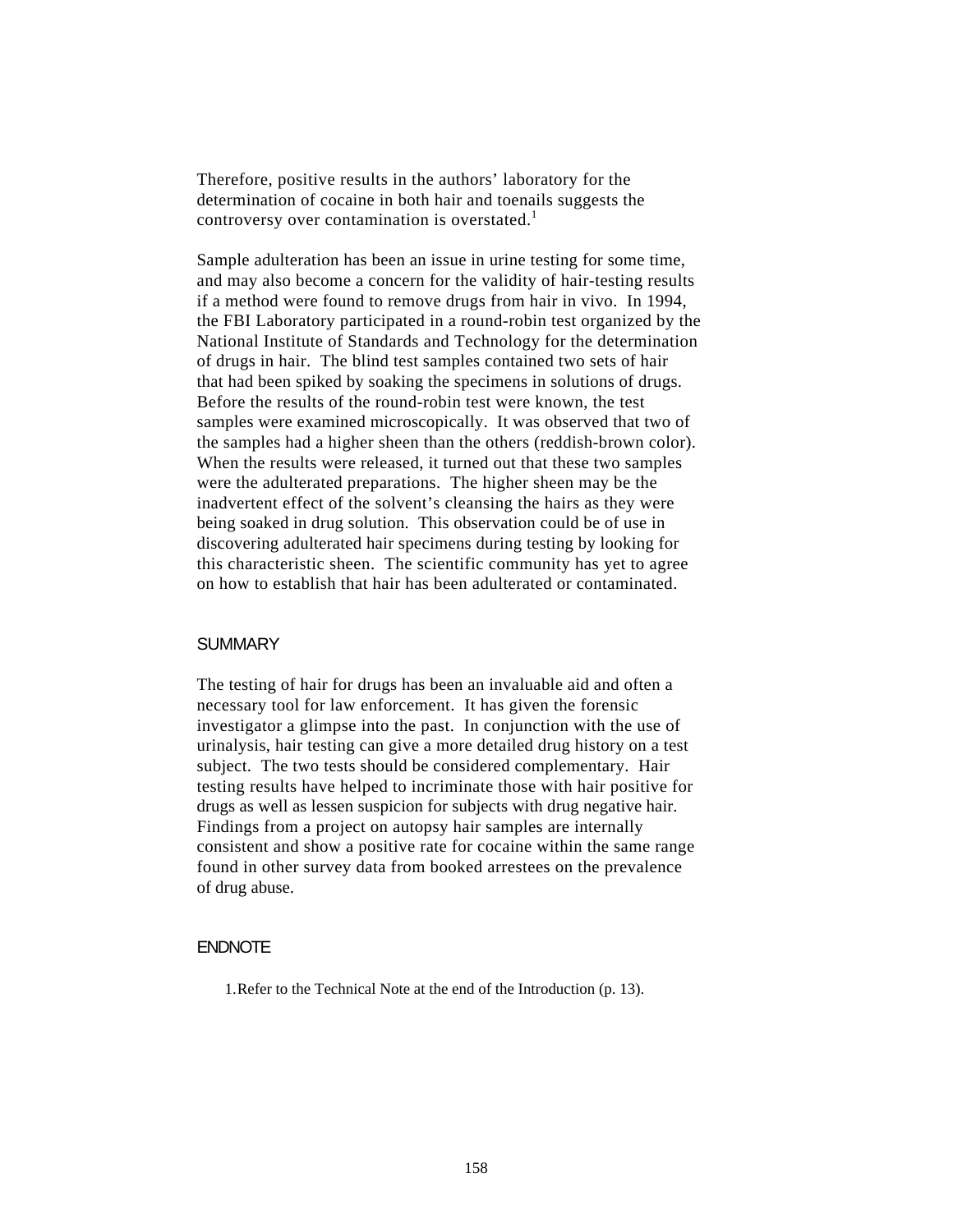Therefore, positive results in the authors' laboratory for the determination of cocaine in both hair and toenails suggests the controversy over contamination is overstated.[1]

Sample adulteration has been an issue in urine testing for some time, and may also become a concern for the validity of hair-testing results if a method were found to remove drugs from hair in vivo. In 1994, the FBI Laboratory participated in a round-robin test organized by the National Institute of Standards and Technology for the determination of drugs in hair. The blind test samples contained two sets of hair that had been spiked by soaking the specimens in solutions of drugs. Before the results of the round-robin test were known, the test samples were examined microscopically. It was observed that two of the samples had a higher sheen than the others (reddish-brown color). When the results were released, it turned out that these two samples were the adulterated preparations. The higher sheen may be the inadvertent effect of the solvent's cleansing the hairs as they were being soaked in drug solution. This observation could be of use in discovering adulterated hair specimens during testing by looking for this characteristic sheen. The scientific community has yet to agree on how to establish that hair has been adulterated or contaminated.

## SUMMARY

The testing of hair for drugs has been an invaluable aid and often a necessary tool for law enforcement. It has given the forensic investigator a glimpse into the past. In conjunction with the use of urinalysis, hair testing can give a more detailed drug history on a test subject. The two tests should be considered complementary. Hair testing results have helped to incriminate those with hair positive for drugs as well as lessen suspicion for subjects with drug negative hair. Findings from a project on autopsy hair samples are internally consistent and show a positive rate for cocaine within the same range found in other survey data from booked arrestees on the prevalence of drug abuse.

## ENDNOTE

1. Refer to the Technical Note at the end of the Introduction (p. 13).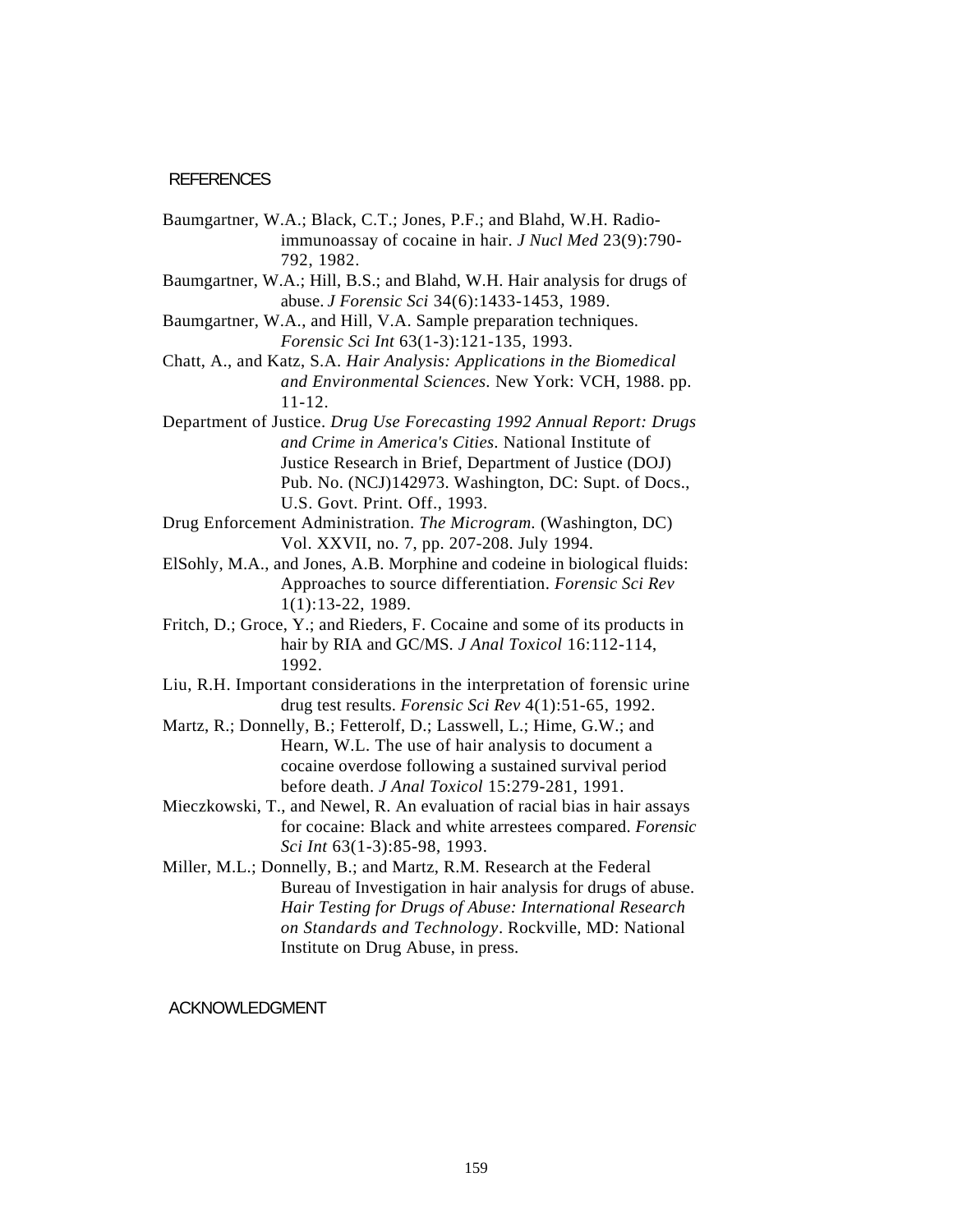## REFERENCES

Baumgartner, W.A.; Black, C.T.; Jones, P.F.; and Blahd, W.H. Radio-immunoassay of cocaine in hair. *J Nucl Med* 23(9):790-792, 1982.

Baumgartner, W.A.; Hill, B.S.; and Blahd, W.H. Hair analysis for drugs of abuse. *J Forensic Sci* 34(6):1433-1453, 1989.

Baumgartner, W.A., and Hill, V.A. Sample preparation techniques. *Forensic Sci Int* 63(1-3):121-135, 1993.

Chatt, A., and Katz, S.A. *Hair Analysis: Applications in the Biomedical and Environmental Sciences.* New York: VCH, 1988. pp. 11-12.

Department of Justice. *Drug Use Forecasting 1992 Annual Report: Drugs and Crime in America's Cities*. National Institute of Justice Research in Brief, Department of Justice (DOJ) Pub. No. (NCJ)142973. Washington, DC: Supt. of Docs., U.S. Govt. Print. Off., 1993.

Drug Enforcement Administration. *The Microgram.* (Washington, DC) Vol. XXVII, no. 7, pp. 207-208. July 1994.

ElSohly, M.A., and Jones, A.B. Morphine and codeine in biological fluids: Approaches to source differentiation. *Forensic Sci Rev* 1(1):13-22, 1989.

Fritch, D.; Groce, Y.; and Rieders, F. Cocaine and some of its products in hair by RIA and GC/MS. *J Anal Toxicol* 16:112-114, 1992.

Liu, R.H. Important considerations in the interpretation of forensic urine drug test results. *Forensic Sci Rev* 4(1):51-65, 1992.

Martz, R.; Donnelly, B.; Fetterolf, D.; Lasswell, L.; Hime, G.W.; and Hearn, W.L. The use of hair analysis to document a cocaine overdose following a sustained survival period before death. *J Anal Toxicol* 15:279-281, 1991.

Mieczkowski, T., and Newel, R. An evaluation of racial bias in hair assays for cocaine: Black and white arrestees compared. *Forensic Sci Int* 63(1-3):85-98, 1993.

Miller, M.L.; Donnelly, B.; and Martz, R.M. Research at the Federal Bureau of Investigation in hair analysis for drugs of abuse. *Hair Testing for Drugs of Abuse: International Research on Standards and Technology*. Rockville, MD: National Institute on Drug Abuse, in press.

## ACKNOWLEDGMENT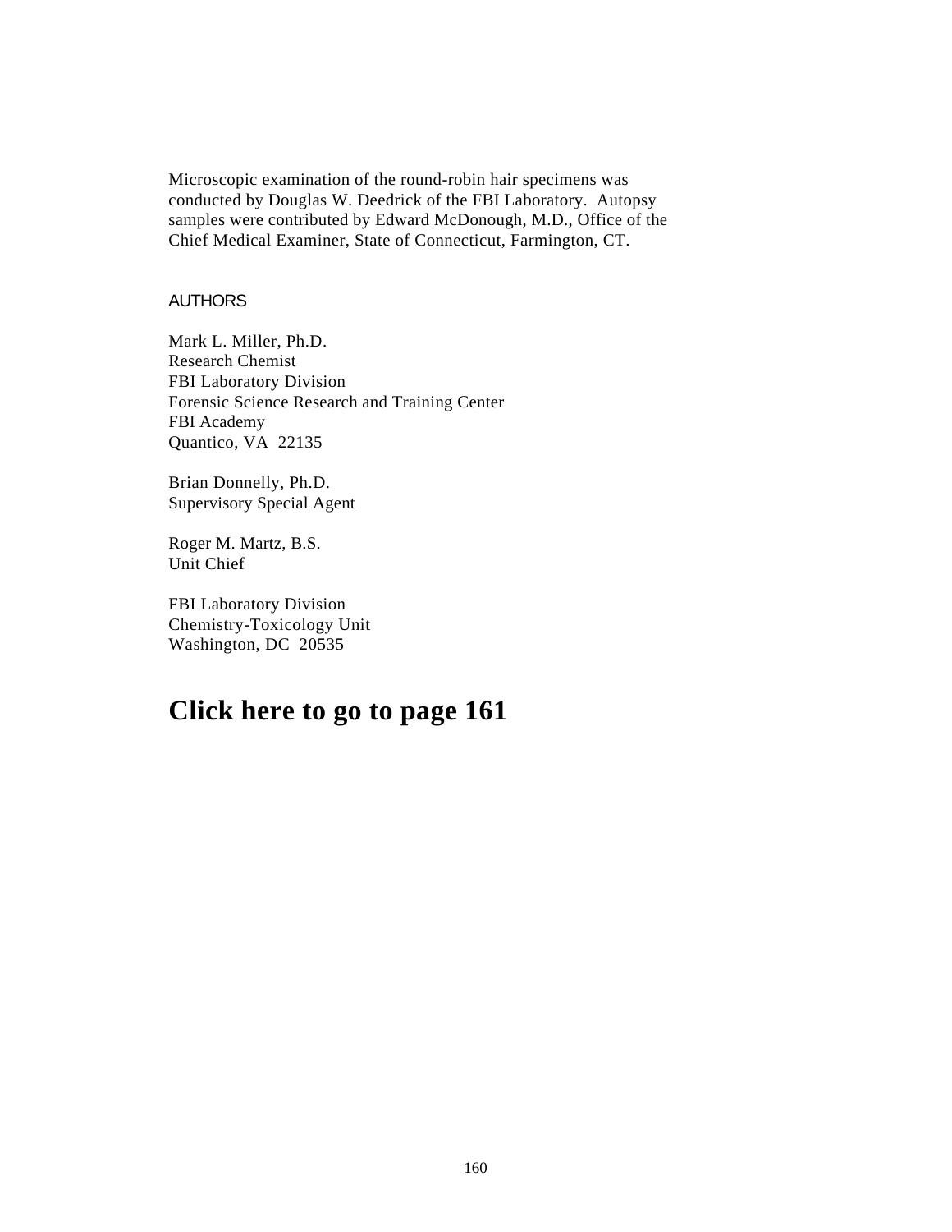Microscopic examination of the round-robin hair specimens was conducted by Douglas W. Deedrick of the FBI Laboratory. Autopsy samples were contributed by Edward McDonough, M.D., Office of the Chief Medical Examiner, State of Connecticut, Farmington, CT.

## AUTHORS

Mark L. Miller, Ph.D.
Research Chemist
FBI Laboratory Division
Forensic Science Research and Training Center
FBI Academy
Quantico, VA 22135

Brian Donnelly, Ph.D.
Supervisory Special Agent

Roger M. Martz, B.S.
Unit Chief

FBI Laboratory Division
Chemistry-Toxicology Unit
Washington, DC 20535

**Click here to go to page 161**